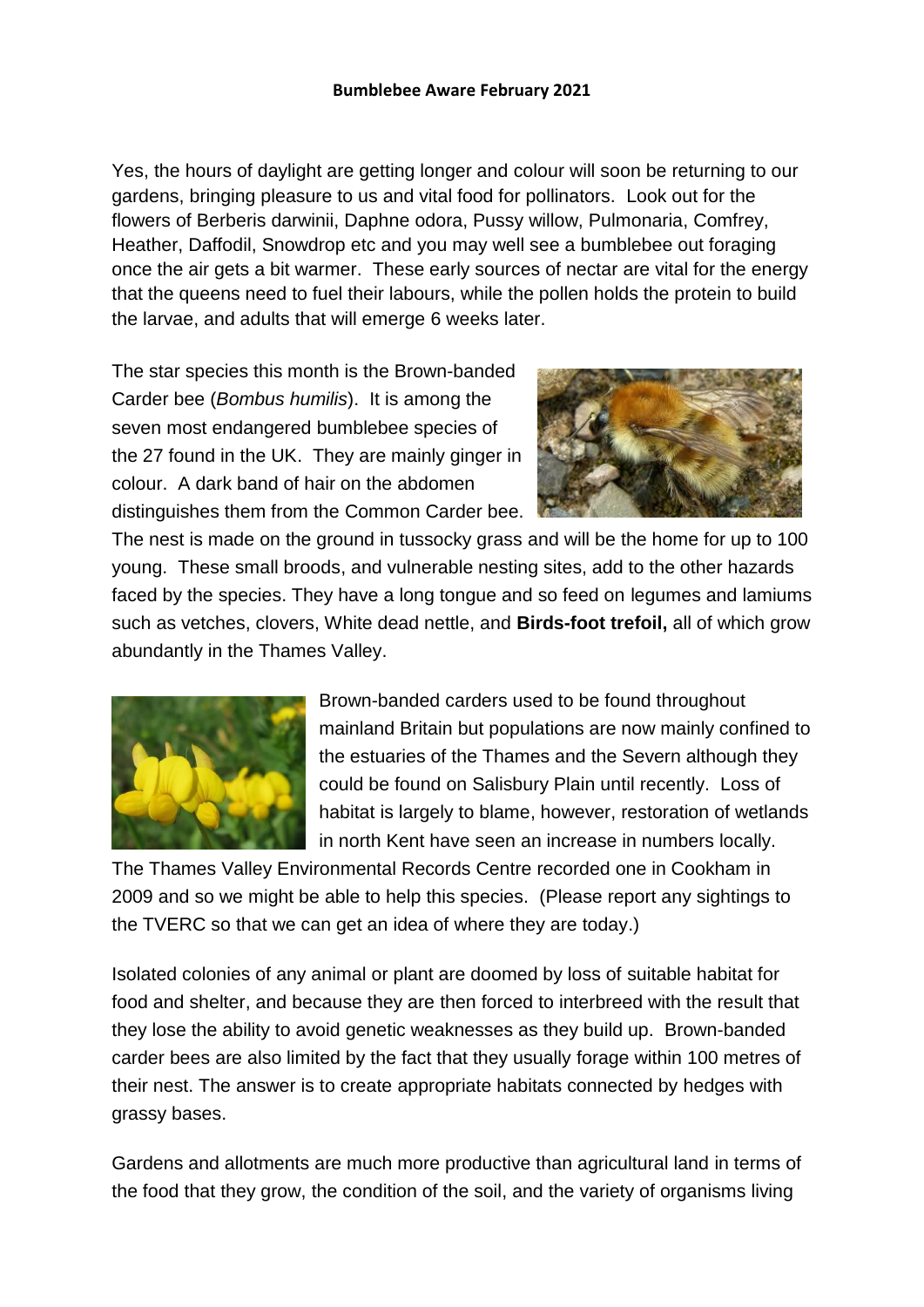**Bumblebee Aware February 2021**

Yes, the hours of daylight are getting longer and colour will soon be returning to our gardens, bringing pleasure to us and vital food for pollinators. Look out for the flowers of Berberis darwinii, Daphne odora, Pussy willow, Pulmonaria, Comfrey, Heather, Daffodil, Snowdrop etc and you may well see a bumblebee out foraging once the air gets a bit warmer. These early sources of nectar are vital for the energy that the queens need to fuel their labours, while the pollen holds the protein to build the larvae, and adults that will emerge 6 weeks later.

The star species this month is the Brown-banded Carder bee (*Bombus humilis*). It is among the seven most endangered bumblebee species of the 27 found in the UK. They are mainly ginger in colour. A dark band of hair on the abdomen distinguishes them from the Common Carder bee. The nest is made on the ground in tussocky grass and will be the home for up to 100 young. These small broods, and vulnerable nesting sites, add to the other hazards faced by the species. They have a long tongue and so feed on legumes and lamiums such as vetches, clovers, White dead nettle, and **Birds-foot trefoil,** all of which grow abundantly in the Thames Valley.

Brown-banded carders used to be found throughout mainland Britain but populations are now mainly confined to the estuaries of the Thames and the Severn although they could be found on Salisbury Plain until recently. Loss of habitat is largely to blame, however, restoration of wetlands in north Kent have seen an increase in numbers locally. The Thames Valley Environmental Records Centre recorded one in Cookham in 2009 and so we might be able to help this species. (Please report any sightings to the TVERC so that we can get an idea of where they are today.)

Isolated colonies of any animal or plant are doomed by loss of suitable habitat for food and shelter, and because they are then forced to interbreed with the result that they lose the ability to avoid genetic weaknesses as they build up. Brown-banded carder bees are also limited by the fact that they usually forage within 100 metres of their nest. The answer is to create appropriate habitats connected by hedges with grassy bases.

Gardens and allotments are much more productive than agricultural land in terms of the food that they grow, the condition of the soil, and the variety of organisms living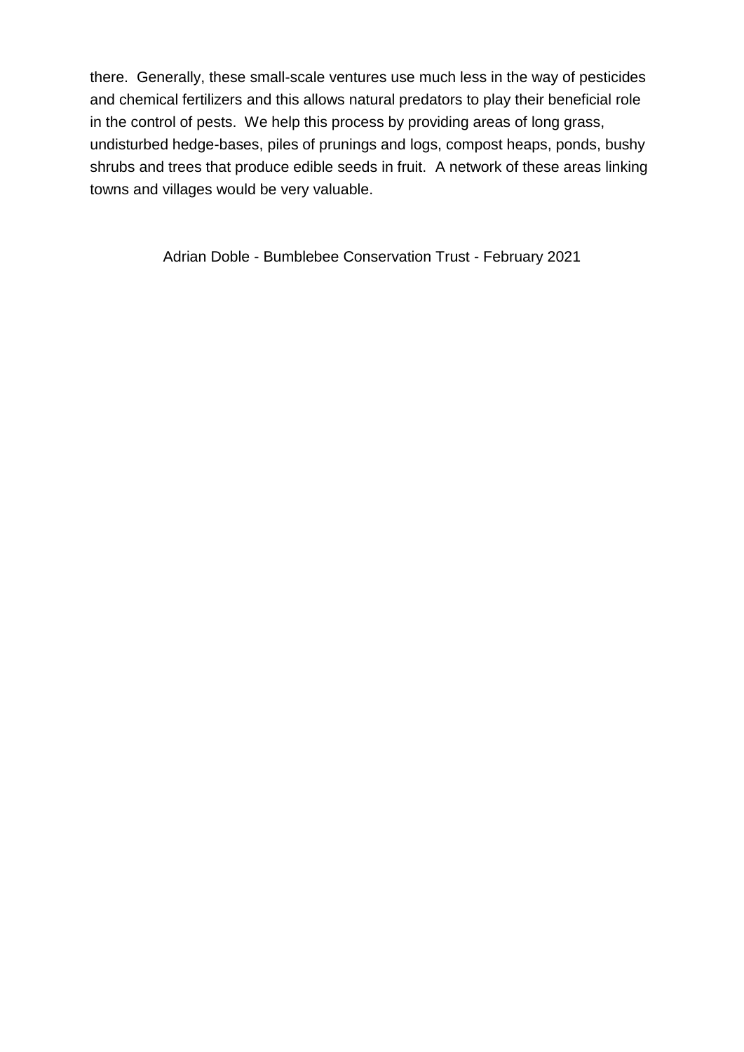there. Generally, these small-scale ventures use much less in the way of pesticides and chemical fertilizers and this allows natural predators to play their beneficial role in the control of pests. We help this process by providing areas of long grass, undisturbed hedge-bases, piles of prunings and logs, compost heaps, ponds, bushy shrubs and trees that produce edible seeds in fruit. A network of these areas linking towns and villages would be very valuable.

Adrian Doble - Bumblebee Conservation Trust - February 2021